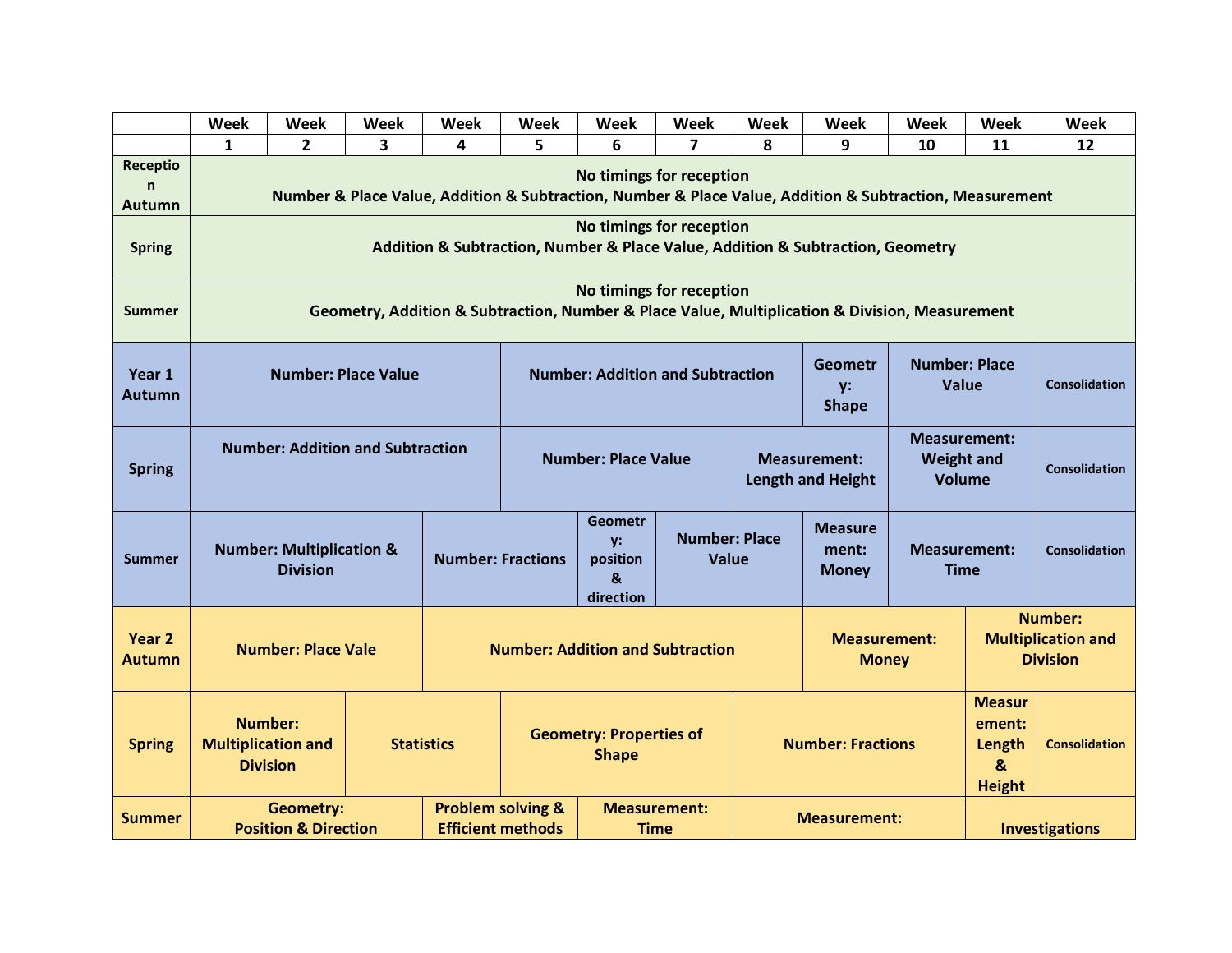| | Week 1 | Week 2 | Week 3 | Week 4 | Week 5 | Week 6 | Week 7 | Week 8 | Week 9 | Week 10 | Week 11 | Week 12 |
|---|---|---|---|---|---|---|---|---|---|---|---|---|
| **Reception Autumn** | **No timings for reception**<br>**Number & Place Value, Addition & Subtraction, Number & Place Value, Addition & Subtraction, Measurement** | | | | | | | | | | | |
| **Spring** | **No timings for reception**<br>**Addition & Subtraction, Number & Place Value, Addition & Subtraction, Geometry** | | | | | | | | | | | |
| **Summer** | **No timings for reception**<br>**Geometry, Addition & Subtraction, Number & Place Value, Multiplication & Division, Measurement** | | | | | | | | | | | |
| **Year 1 Autumn** | **Number: Place Value** | | | | **Number: Addition and Subtraction** | | | | **Geometry: Shape** | **Number: Place Value** | | **Consolidation** |
| **Spring** | **Number: Addition and Subtraction** | | | | **Number: Place Value** | | | **Measurement: Length and Height** | | **Measurement: Weight and Volume** | | **Consolidation** |
| **Summer** | **Number: Multiplication & Division** | | | **Number: Fractions** | | **Geometry: position & direction** | **Number: Place Value** | | **Measurement: Money** | **Measurement: Time** | | **Consolidation** |
| **Year 2 Autumn** | **Number: Place Vale** | | | **Number: Addition and Subtraction** | | | | | **Measurement: Money** | | **Number: Multiplication and Division** | |
| **Spring** | **Number: Multiplication and Division** | | **Statistics** | | **Geometry: Properties of Shape** | | | **Number: Fractions** | | | **Measurement: Length & Height** | **Consolidation** |
| **Summer** | **Geometry: Position & Direction** | | | **Problem solving & Efficient methods** | | **Measurement: Time** | | **Measurement:** | | | **Investigations** | |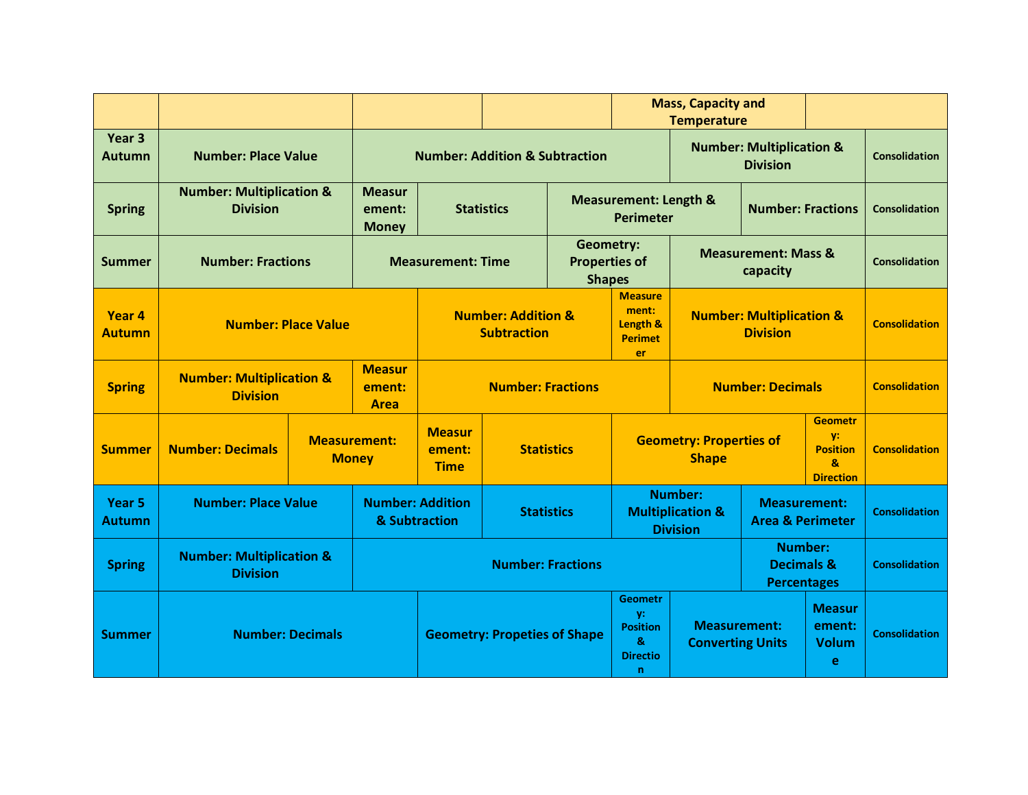| | | | | | | | | Mass, Capacity and Temperature | | | | |
|---|---|---|---|---|---|---|---|---|---|---|---|---|
| **Year 3 Autumn** | **Number: Place Value** | | | **Number: Addition & Subtraction** | | | | | **Number: Multiplication & Division** | | | **Consolidation** |
| **Spring** | **Number: Multiplication & Division** | | | **Measurement: Money** | **Statistics** | | **Measurement: Length & Perimeter** | | | **Number: Fractions** | | **Consolidation** |
| **Summer** | **Number: Fractions** | | | **Measurement: Time** | | | **Geometry: Properties of Shapes** | | **Measurement: Mass & capacity** | | | **Consolidation** |
| **Year 4 Autumn** | **Number: Place Value** | | | | **Number: Addition & Subtraction** | | | **Measurement: Length & Perimeter** | **Number: Multiplication & Division** | | | **Consolidation** |
| **Spring** | **Number: Multiplication & Division** | | | **Measurement: Area** | **Number: Fractions** | | | | **Number: Decimals** | | | **Consolidation** |
| **Summer** | **Number: Decimals** | | **Measurement: Money** | | **Measurement: Time** | **Statistics** | | **Geometry: Properties of Shape** | | | **Geometry: Position & Direction** | **Consolidation** |
| **Year 5 Autumn** | **Number: Place Value** | | | **Number: Addition & Subtraction** | | **Statistics** | | **Number: Multiplication & Division** | | **Measurement: Area & Perimeter** | | **Consolidation** |
| **Spring** | **Number: Multiplication & Division** | | | **Number: Fractions** | | | | | | **Number: Decimals & Percentages** | | **Consolidation** |
| **Summer** | **Number: Decimals** | | | | **Geometry: Propeties of Shape** | | | **Geometry: Position & Direction** | **Measurement: Converting Units** | | **Measurement: Volume** | **Consolidation** |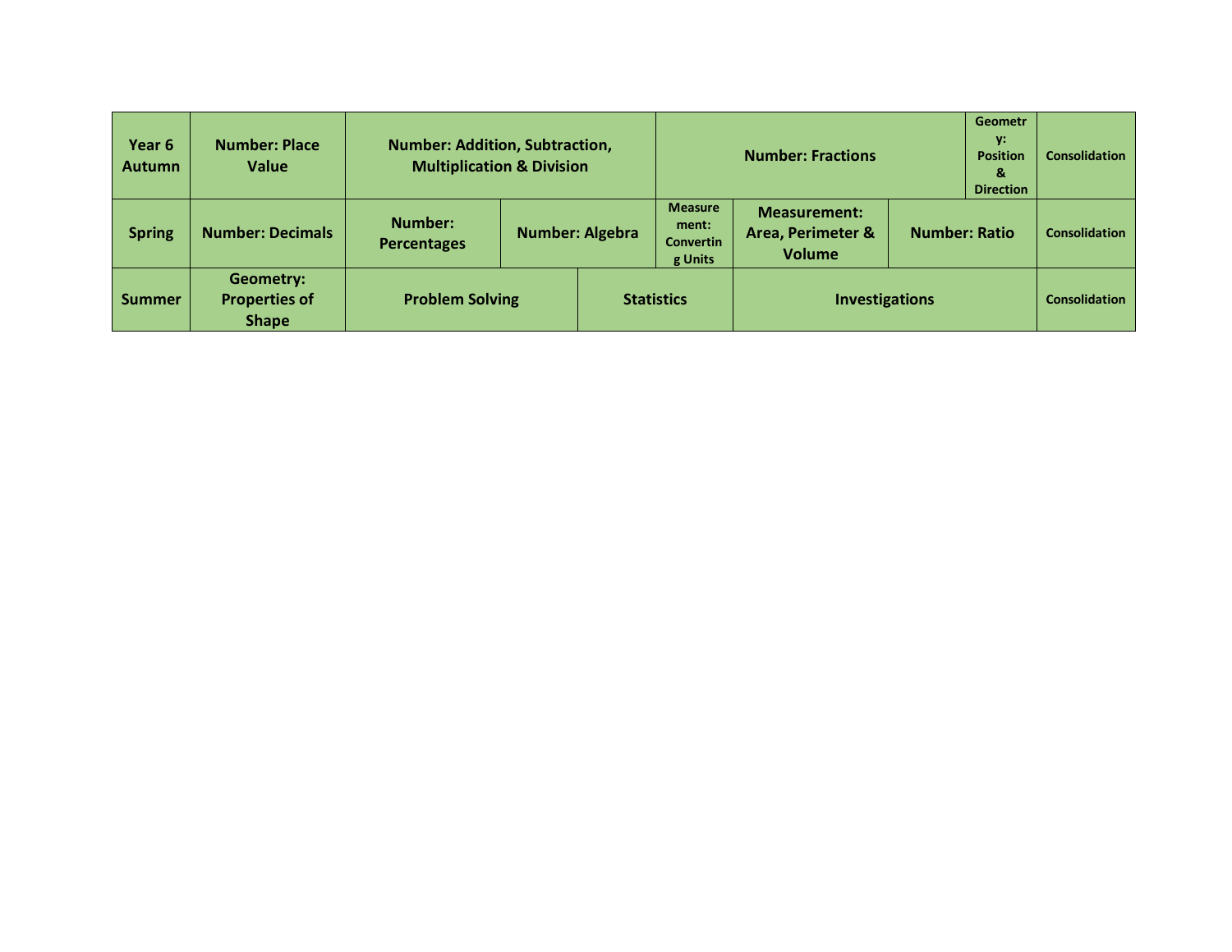| | | | | | | | | | |
|---|---|---|---|---|---|---|---|---|---|
| **Year 6 Autumn** | **Number: Place Value** | **Number: Addition, Subtraction, Multiplication & Division** | | | **Number: Fractions** | | | **Geometry: Position & Direction** | **Consolidation** |
| **Spring** | **Number: Decimals** | **Number: Percentages** | **Number: Algebra** | | **Measurement: Converting Units** | **Measurement: Area, Perimeter & Volume** | **Number: Ratio** | | **Consolidation** |
| **Summer** | **Geometry: Properties of Shape** | **Problem Solving** | | **Statistics** | | **Investigations** | | | **Consolidation** |